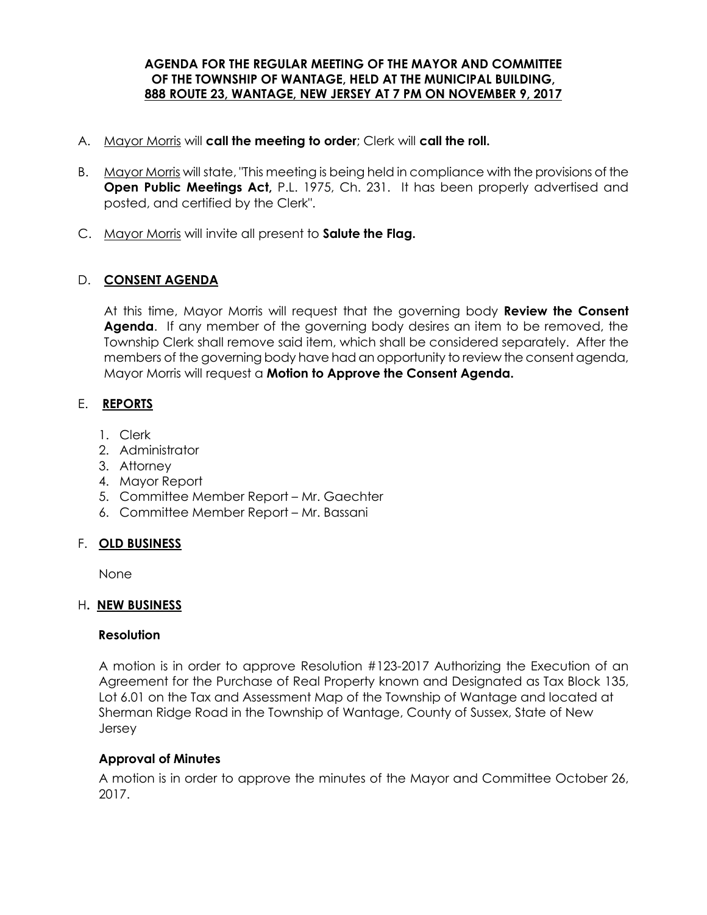# AGENDA FOR THE REGULAR MEETING OF THE MAYOR AND COMMITTEE OF THE TOWNSHIP OF WANTAGE, HELD AT THE MUNICIPAL BUILDING, 888 ROUTE 23, WANTAGE, NEW JERSEY AT 7 PM ON NOVEMBER 9, 2017

A. Mayor Morris will **call the meeting to order**; Clerk will **call the roll.**

B. Mayor Morris will state, "This meeting is being held in compliance with the provisions of the **Open Public Meetings Act,** P.L. 1975, Ch. 231. It has been properly advertised and posted, and certified by the Clerk".

C. Mayor Morris will invite all present to **Salute the Flag.**

## D. CONSENT AGENDA

At this time, Mayor Morris will request that the governing body **Review the Consent Agenda**. If any member of the governing body desires an item to be removed, the Township Clerk shall remove said item, which shall be considered separately. After the members of the governing body have had an opportunity to review the consent agenda, Mayor Morris will request a **Motion to Approve the Consent Agenda.**

## E. REPORTS

1. Clerk
2. Administrator
3. Attorney
4. Mayor Report
5. Committee Member Report – Mr. Gaechter
6. Committee Member Report – Mr. Bassani

## F. OLD BUSINESS

None

## H. NEW BUSINESS

### Resolution

A motion is in order to approve Resolution #123-2017 Authorizing the Execution of an Agreement for the Purchase of Real Property known and Designated as Tax Block 135, Lot 6.01 on the Tax and Assessment Map of the Township of Wantage and located at Sherman Ridge Road in the Township of Wantage, County of Sussex, State of New Jersey

### Approval of Minutes

A motion is in order to approve the minutes of the Mayor and Committee October 26, 2017.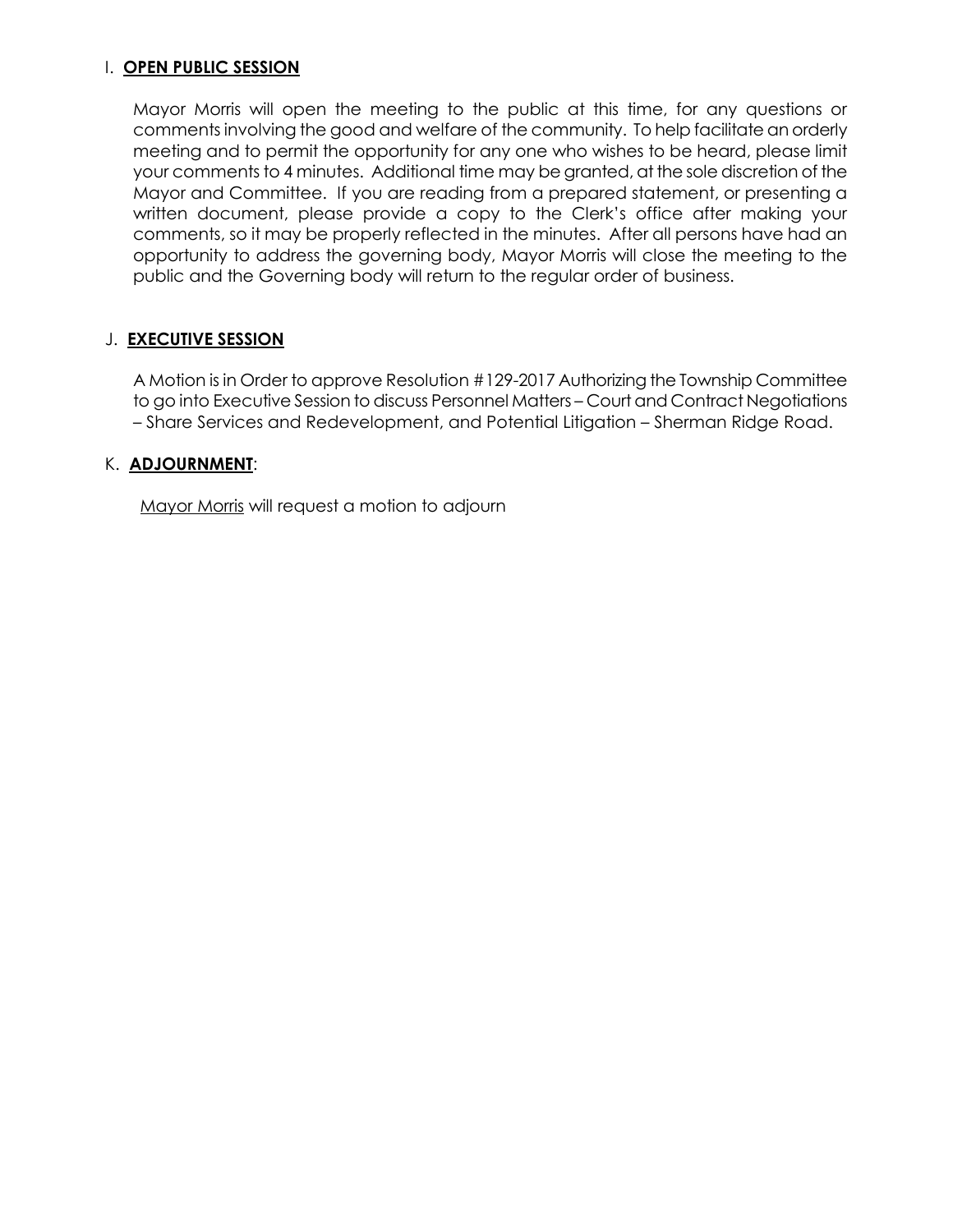## I. **OPEN PUBLIC SESSION**

Mayor Morris will open the meeting to the public at this time, for any questions or comments involving the good and welfare of the community. To help facilitate an orderly meeting and to permit the opportunity for any one who wishes to be heard, please limit your comments to 4 minutes. Additional time may be granted, at the sole discretion of the Mayor and Committee. If you are reading from a prepared statement, or presenting a written document, please provide a copy to the Clerk's office after making your comments, so it may be properly reflected in the minutes. After all persons have had an opportunity to address the governing body, Mayor Morris will close the meeting to the public and the Governing body will return to the regular order of business.

## J. **EXECUTIVE SESSION**

A Motion is in Order to approve Resolution #129-2017 Authorizing the Township Committee to go into Executive Session to discuss Personnel Matters – Court and Contract Negotiations – Share Services and Redevelopment, and Potential Litigation – Sherman Ridge Road.

## K. **ADJOURNMENT**:

Mayor Morris will request a motion to adjourn